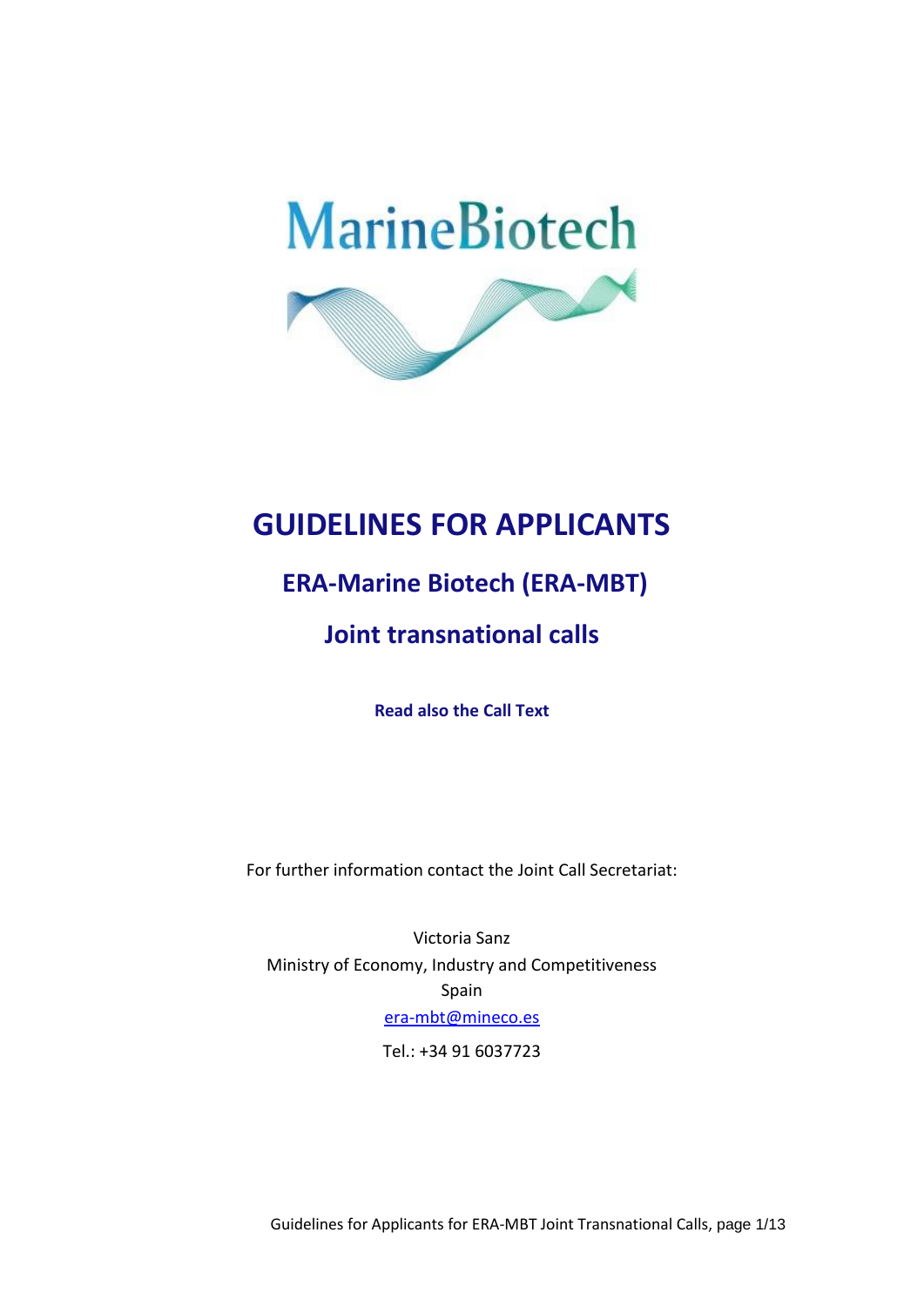MarineBiotech

# GUIDELINES FOR APPLICANTS

## ERA-Marine Biotech (ERA-MBT)

## Joint transnational calls

**Read also the Call Text**

For further information contact the Joint Call Secretariat:

Victoria Sanz
Ministry of Economy, Industry and Competitiveness
Spain
era-mbt@mineco.es
Tel.: +34 91 6037723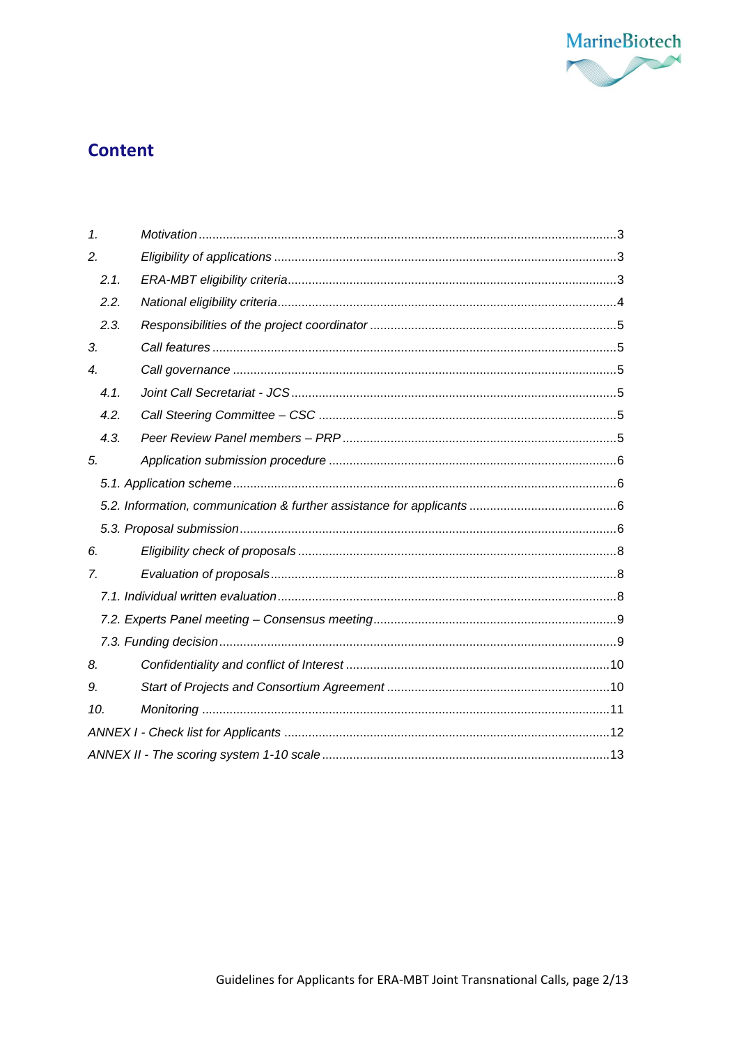# Content

1. Motivation ....... 3
2. Eligibility of applications ....... 3
   - 2.1. ERA-MBT eligibility criteria ....... 3
   - 2.2. National eligibility criteria ....... 4
   - 2.3. Responsibilities of the project coordinator ....... 5
3. Call features ....... 5
4. Call governance ....... 5
   - 4.1. Joint Call Secretariat - JCS ....... 5
   - 4.2. Call Steering Committee – CSC ....... 5
   - 4.3. Peer Review Panel members – PRP ....... 5
5. Application submission procedure ....... 6
   - 5.1. Application scheme ....... 6
   - 5.2. Information, communication & further assistance for applicants ....... 6
   - 5.3. Proposal submission ....... 6
6. Eligibility check of proposals ....... 8
7. Evaluation of proposals ....... 8
   - 7.1. Individual written evaluation ....... 8
   - 7.2. Experts Panel meeting – Consensus meeting ....... 9
   - 7.3. Funding decision ....... 9
8. Confidentiality and conflict of Interest ....... 10
9. Start of Projects and Consortium Agreement ....... 10
10. Monitoring ....... 11

ANNEX I - Check list for Applicants ....... 12

ANNEX II - The scoring system 1-10 scale ....... 13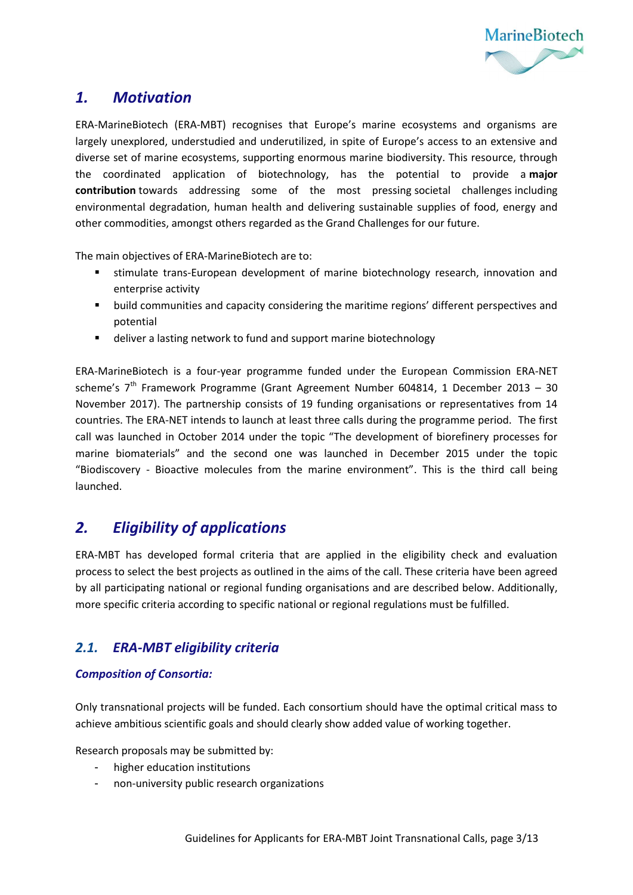## 1. Motivation

ERA-MarineBiotech (ERA-MBT) recognises that Europe's marine ecosystems and organisms are largely unexplored, understudied and underutilized, in spite of Europe's access to an extensive and diverse set of marine ecosystems, supporting enormous marine biodiversity. This resource, through the coordinated application of biotechnology, has the potential to provide a **major contribution** towards addressing some of the most pressing societal challenges including environmental degradation, human health and delivering sustainable supplies of food, energy and other commodities, amongst others regarded as the Grand Challenges for our future.

The main objectives of ERA-MarineBiotech are to:

- stimulate trans-European development of marine biotechnology research, innovation and enterprise activity
- build communities and capacity considering the maritime regions' different perspectives and potential
- deliver a lasting network to fund and support marine biotechnology

ERA-MarineBiotech is a four-year programme funded under the European Commission ERA-NET scheme's 7th Framework Programme (Grant Agreement Number 604814, 1 December 2013 – 30 November 2017). The partnership consists of 19 funding organisations or representatives from 14 countries. The ERA-NET intends to launch at least three calls during the programme period. The first call was launched in October 2014 under the topic "The development of biorefinery processes for marine biomaterials" and the second one was launched in December 2015 under the topic "Biodiscovery - Bioactive molecules from the marine environment". This is the third call being launched.

## 2. Eligibility of applications

ERA-MBT has developed formal criteria that are applied in the eligibility check and evaluation process to select the best projects as outlined in the aims of the call. These criteria have been agreed by all participating national or regional funding organisations and are described below. Additionally, more specific criteria according to specific national or regional regulations must be fulfilled.

### 2.1. ERA-MBT eligibility criteria

#### Composition of Consortia:

Only transnational projects will be funded. Each consortium should have the optimal critical mass to achieve ambitious scientific goals and should clearly show added value of working together.

Research proposals may be submitted by:

- higher education institutions
- non-university public research organizations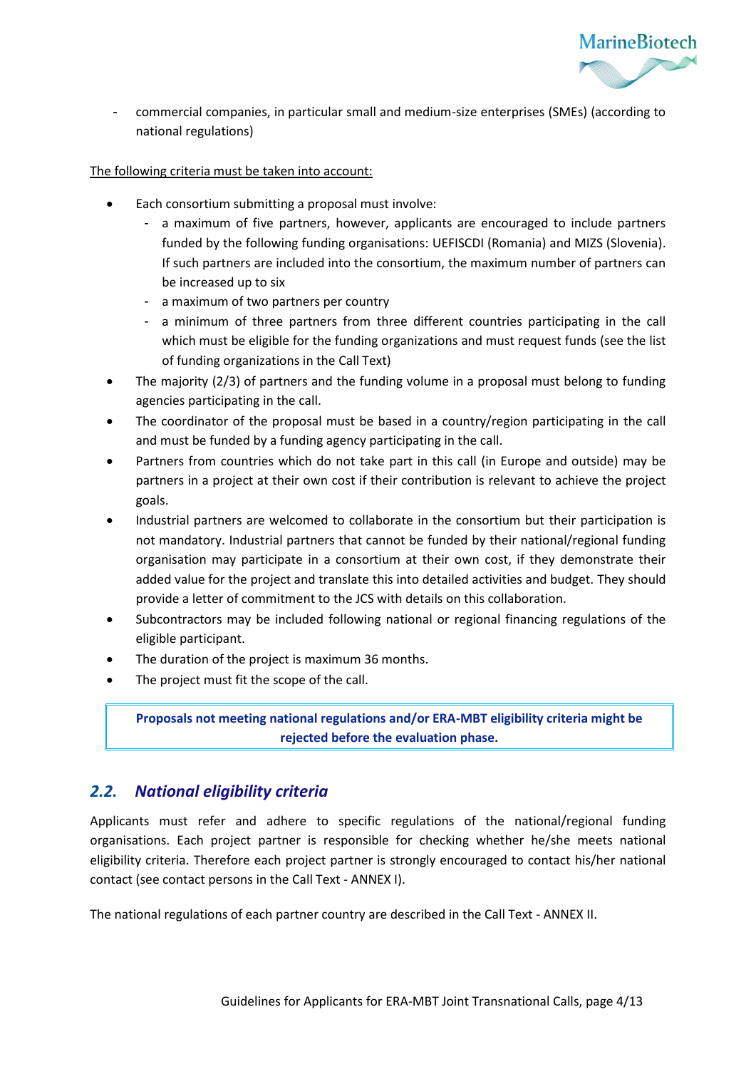- commercial companies, in particular small and medium-size enterprises (SMEs) (according to national regulations)

<u>The following criteria must be taken into account:</u>

- Each consortium submitting a proposal must involve:
  - a maximum of five partners, however, applicants are encouraged to include partners funded by the following funding organisations: UEFISCDI (Romania) and MIZS (Slovenia). If such partners are included into the consortium, the maximum number of partners can be increased up to six
  - a maximum of two partners per country
  - a minimum of three partners from three different countries participating in the call which must be eligible for the funding organizations and must request funds (see the list of funding organizations in the Call Text)
- The majority (2/3) of partners and the funding volume in a proposal must belong to funding agencies participating in the call.
- The coordinator of the proposal must be based in a country/region participating in the call and must be funded by a funding agency participating in the call.
- Partners from countries which do not take part in this call (in Europe and outside) may be partners in a project at their own cost if their contribution is relevant to achieve the project goals.
- Industrial partners are welcomed to collaborate in the consortium but their participation is not mandatory. Industrial partners that cannot be funded by their national/regional funding organisation may participate in a consortium at their own cost, if they demonstrate their added value for the project and translate this into detailed activities and budget. They should provide a letter of commitment to the JCS with details on this collaboration.
- Subcontractors may be included following national or regional financing regulations of the eligible participant.
- The duration of the project is maximum 36 months.
- The project must fit the scope of the call.

**Proposals not meeting national regulations and/or ERA-MBT eligibility criteria might be rejected before the evaluation phase.**

## *2.2. National eligibility criteria*

Applicants must refer and adhere to specific regulations of the national/regional funding organisations. Each project partner is responsible for checking whether he/she meets national eligibility criteria. Therefore each project partner is strongly encouraged to contact his/her national contact (see contact persons in the Call Text - ANNEX I).

The national regulations of each partner country are described in the Call Text - ANNEX II.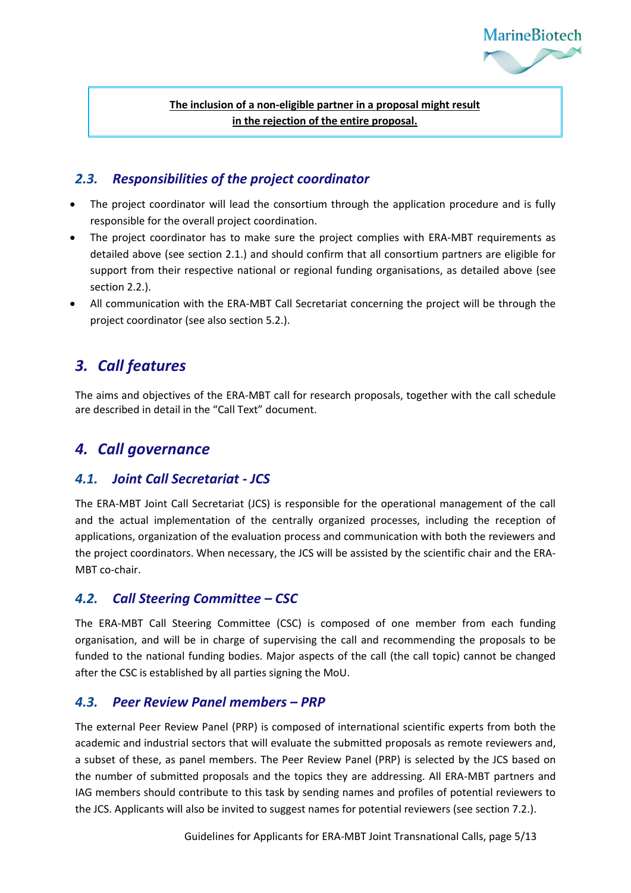**The inclusion of a non-eligible partner in a proposal might result in the rejection of the entire proposal.**

### *2.3. Responsibilities of the project coordinator*

- The project coordinator will lead the consortium through the application procedure and is fully responsible for the overall project coordination.
- The project coordinator has to make sure the project complies with ERA-MBT requirements as detailed above (see section 2.1.) and should confirm that all consortium partners are eligible for support from their respective national or regional funding organisations, as detailed above (see section 2.2.).
- All communication with the ERA-MBT Call Secretariat concerning the project will be through the project coordinator (see also section 5.2.).

## *3. Call features*

The aims and objectives of the ERA-MBT call for research proposals, together with the call schedule are described in detail in the "Call Text" document.

## *4. Call governance*

### *4.1. Joint Call Secretariat - JCS*

The ERA-MBT Joint Call Secretariat (JCS) is responsible for the operational management of the call and the actual implementation of the centrally organized processes, including the reception of applications, organization of the evaluation process and communication with both the reviewers and the project coordinators. When necessary, the JCS will be assisted by the scientific chair and the ERA-MBT co-chair.

### *4.2. Call Steering Committee – CSC*

The ERA-MBT Call Steering Committee (CSC) is composed of one member from each funding organisation, and will be in charge of supervising the call and recommending the proposals to be funded to the national funding bodies. Major aspects of the call (the call topic) cannot be changed after the CSC is established by all parties signing the MoU.

### *4.3. Peer Review Panel members – PRP*

The external Peer Review Panel (PRP) is composed of international scientific experts from both the academic and industrial sectors that will evaluate the submitted proposals as remote reviewers and, a subset of these, as panel members. The Peer Review Panel (PRP) is selected by the JCS based on the number of submitted proposals and the topics they are addressing. All ERA-MBT partners and IAG members should contribute to this task by sending names and profiles of potential reviewers to the JCS. Applicants will also be invited to suggest names for potential reviewers (see section 7.2.).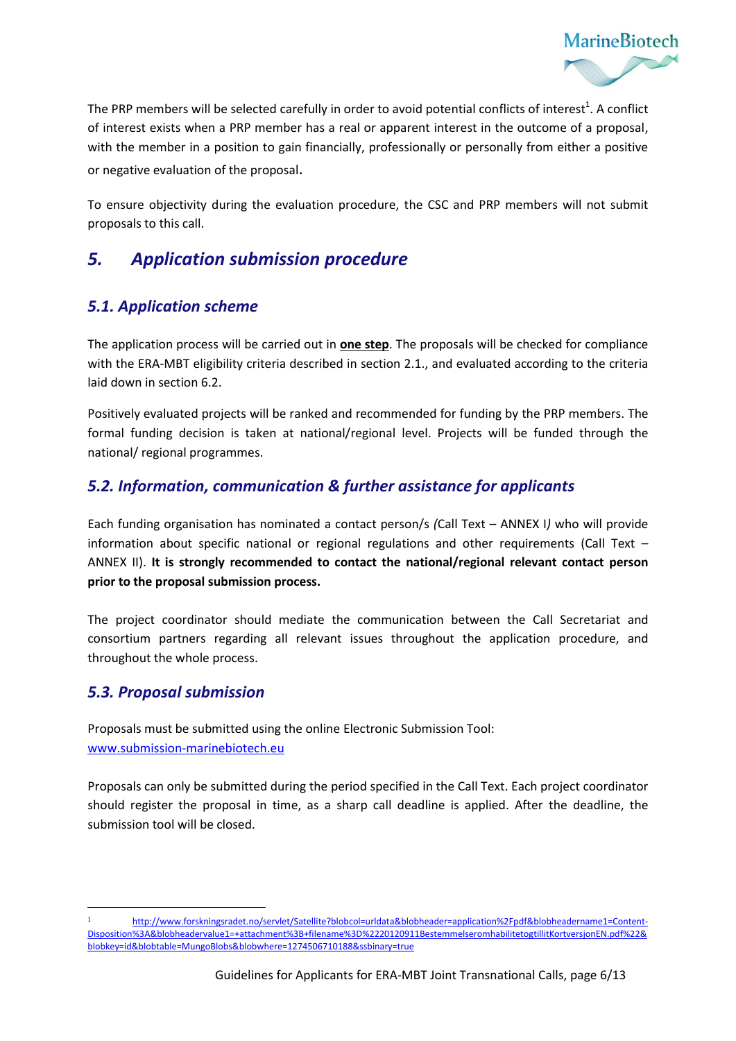The PRP members will be selected carefully in order to avoid potential conflicts of interest[1]. A conflict of interest exists when a PRP member has a real or apparent interest in the outcome of a proposal, with the member in a position to gain financially, professionally or personally from either a positive or negative evaluation of the proposal.

To ensure objectivity during the evaluation procedure, the CSC and PRP members will not submit proposals to this call.

# *5. Application submission procedure*

## *5.1. Application scheme*

The application process will be carried out in **one step**. The proposals will be checked for compliance with the ERA-MBT eligibility criteria described in section 2.1., and evaluated according to the criteria laid down in section 6.2.

Positively evaluated projects will be ranked and recommended for funding by the PRP members. The formal funding decision is taken at national/regional level. Projects will be funded through the national/ regional programmes.

## *5.2. Information, communication & further assistance for applicants*

Each funding organisation has nominated a contact person/s *(*Call Text – ANNEX I*)* who will provide information about specific national or regional regulations and other requirements (Call Text – ANNEX II). **It is strongly recommended to contact the national/regional relevant contact person prior to the proposal submission process.**

The project coordinator should mediate the communication between the Call Secretariat and consortium partners regarding all relevant issues throughout the application procedure, and throughout the whole process.

## *5.3. Proposal submission*

Proposals must be submitted using the online Electronic Submission Tool:
www.submission-marinebiotech.eu

Proposals can only be submitted during the period specified in the Call Text. Each project coordinator should register the proposal in time, as a sharp call deadline is applied. After the deadline, the submission tool will be closed.

---

[1] http://www.forskningsradet.no/servlet/Satellite?blobcol=urldata&blobheader=application%2Fpdf&blobheadername1=Content-Disposition%3A&blobheadervalue1=+attachment%3B+filename%3D%2220120911BestemmelseromhabilitetogtillitKortversjonEN.pdf%22&blobkey=id&blobtable=MungoBlobs&blobwhere=1274506710188&ssbinary=true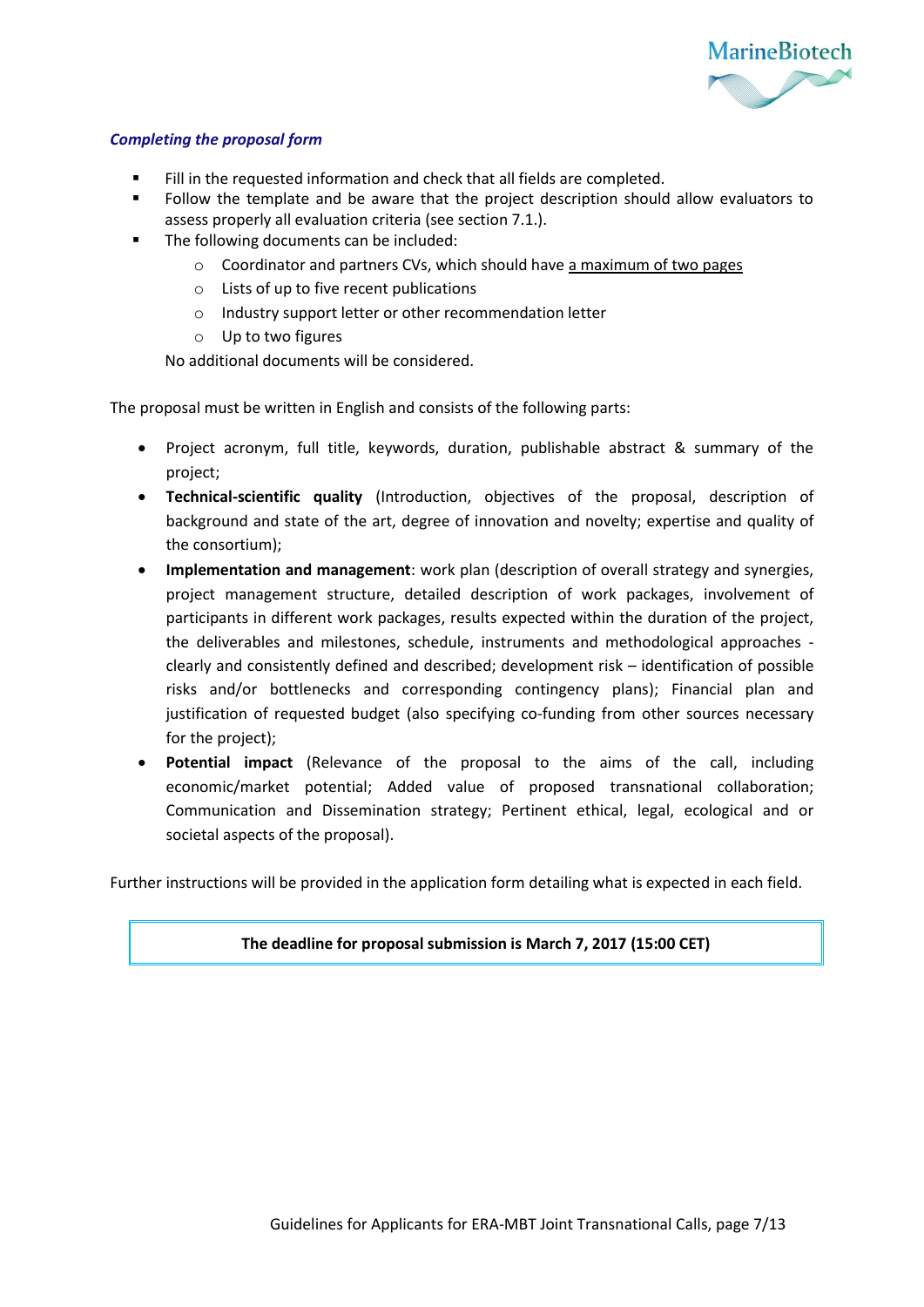### *Completing the proposal form*

- Fill in the requested information and check that all fields are completed.
- Follow the template and be aware that the project description should allow evaluators to assess properly all evaluation criteria (see section 7.1.).
- The following documents can be included:
  - Coordinator and partners CVs, which should have <u>a maximum of two pages</u>
  - Lists of up to five recent publications
  - Industry support letter or other recommendation letter
  - Up to two figures

  No additional documents will be considered.

The proposal must be written in English and consists of the following parts:

- Project acronym, full title, keywords, duration, publishable abstract & summary of the project;
- **Technical-scientific quality** (Introduction, objectives of the proposal, description of background and state of the art, degree of innovation and novelty; expertise and quality of the consortium);
- **Implementation and management**: work plan (description of overall strategy and synergies, project management structure, detailed description of work packages, involvement of participants in different work packages, results expected within the duration of the project, the deliverables and milestones, schedule, instruments and methodological approaches - clearly and consistently defined and described; development risk – identification of possible risks and/or bottlenecks and corresponding contingency plans); Financial plan and justification of requested budget (also specifying co-funding from other sources necessary for the project);
- **Potential impact** (Relevance of the proposal to the aims of the call, including economic/market potential; Added value of proposed transnational collaboration; Communication and Dissemination strategy; Pertinent ethical, legal, ecological and or societal aspects of the proposal).

Further instructions will be provided in the application form detailing what is expected in each field.

**The deadline for proposal submission is March 7, 2017 (15:00 CET)**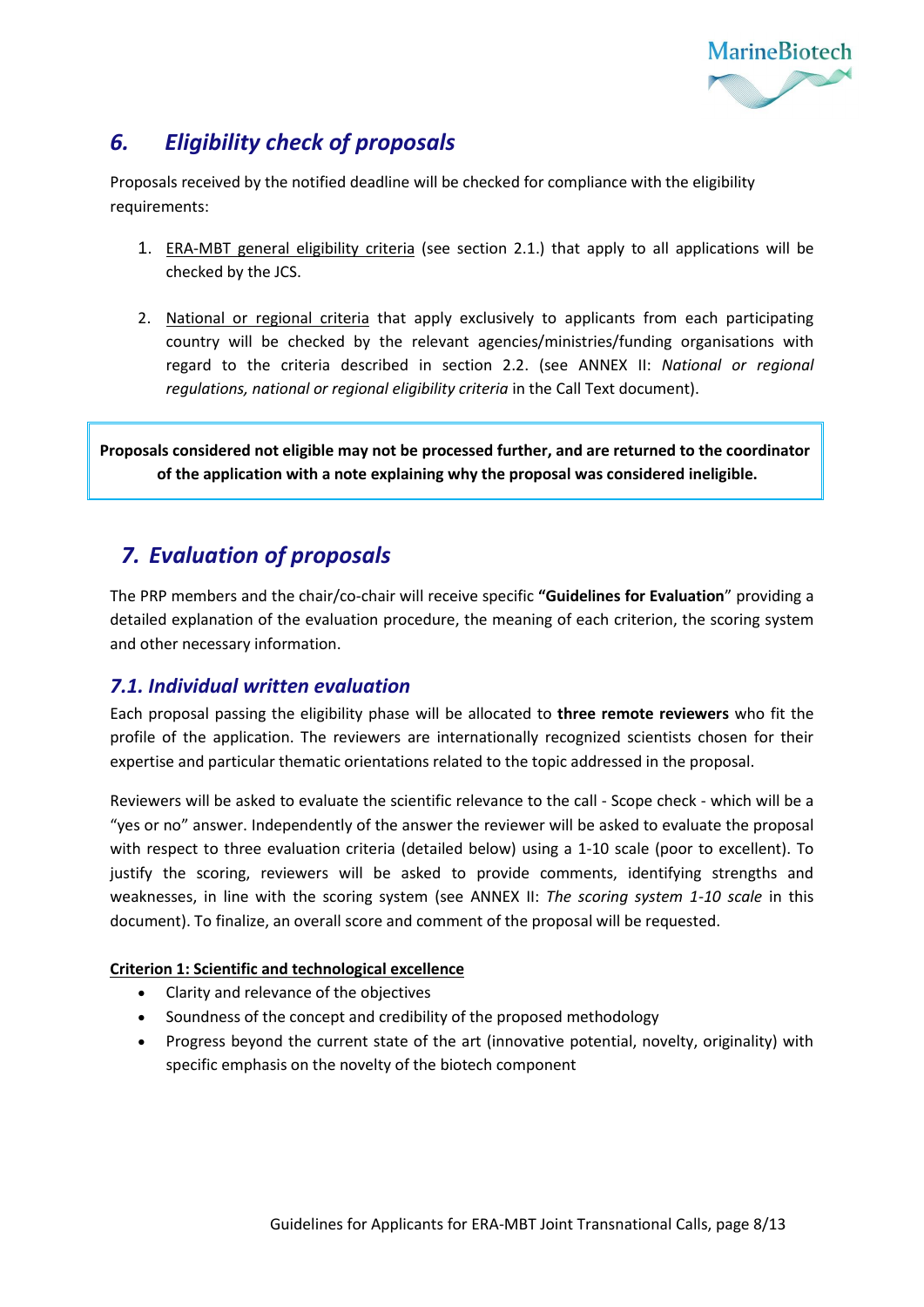## 6. Eligibility check of proposals

Proposals received by the notified deadline will be checked for compliance with the eligibility requirements:

1. ERA-MBT general eligibility criteria (see section 2.1.) that apply to all applications will be checked by the JCS.

2. National or regional criteria that apply exclusively to applicants from each participating country will be checked by the relevant agencies/ministries/funding organisations with regard to the criteria described in section 2.2. (see ANNEX II: *National or regional regulations, national or regional eligibility criteria* in the Call Text document).

**Proposals considered not eligible may not be processed further, and are returned to the coordinator of the application with a note explaining why the proposal was considered ineligible.**

## 7. Evaluation of proposals

The PRP members and the chair/co-chair will receive specific **"Guidelines for Evaluation**" providing a detailed explanation of the evaluation procedure, the meaning of each criterion, the scoring system and other necessary information.

### 7.1. Individual written evaluation

Each proposal passing the eligibility phase will be allocated to **three remote reviewers** who fit the profile of the application. The reviewers are internationally recognized scientists chosen for their expertise and particular thematic orientations related to the topic addressed in the proposal.

Reviewers will be asked to evaluate the scientific relevance to the call - Scope check - which will be a "yes or no" answer. Independently of the answer the reviewer will be asked to evaluate the proposal with respect to three evaluation criteria (detailed below) using a 1-10 scale (poor to excellent). To justify the scoring, reviewers will be asked to provide comments, identifying strengths and weaknesses, in line with the scoring system (see ANNEX II: *The scoring system 1-10 scale* in this document). To finalize, an overall score and comment of the proposal will be requested.

**Criterion 1: Scientific and technological excellence**

- Clarity and relevance of the objectives
- Soundness of the concept and credibility of the proposed methodology
- Progress beyond the current state of the art (innovative potential, novelty, originality) with specific emphasis on the novelty of the biotech component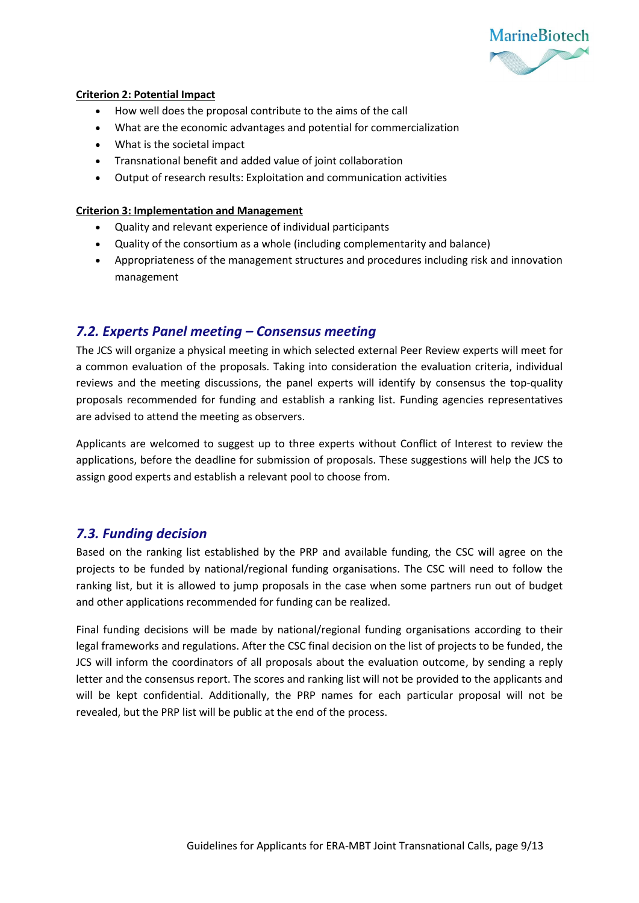**Criterion 2: Potential Impact**

- How well does the proposal contribute to the aims of the call
- What are the economic advantages and potential for commercialization
- What is the societal impact
- Transnational benefit and added value of joint collaboration
- Output of research results: Exploitation and communication activities

**Criterion 3: Implementation and Management**

- Quality and relevant experience of individual participants
- Quality of the consortium as a whole (including complementarity and balance)
- Appropriateness of the management structures and procedures including risk and innovation management

## *7.2. Experts Panel meeting – Consensus meeting*

The JCS will organize a physical meeting in which selected external Peer Review experts will meet for a common evaluation of the proposals. Taking into consideration the evaluation criteria, individual reviews and the meeting discussions, the panel experts will identify by consensus the top-quality proposals recommended for funding and establish a ranking list. Funding agencies representatives are advised to attend the meeting as observers.

Applicants are welcomed to suggest up to three experts without Conflict of Interest to review the applications, before the deadline for submission of proposals. These suggestions will help the JCS to assign good experts and establish a relevant pool to choose from.

## *7.3. Funding decision*

Based on the ranking list established by the PRP and available funding, the CSC will agree on the projects to be funded by national/regional funding organisations. The CSC will need to follow the ranking list, but it is allowed to jump proposals in the case when some partners run out of budget and other applications recommended for funding can be realized.

Final funding decisions will be made by national/regional funding organisations according to their legal frameworks and regulations. After the CSC final decision on the list of projects to be funded, the JCS will inform the coordinators of all proposals about the evaluation outcome, by sending a reply letter and the consensus report. The scores and ranking list will not be provided to the applicants and will be kept confidential. Additionally, the PRP names for each particular proposal will not be revealed, but the PRP list will be public at the end of the process.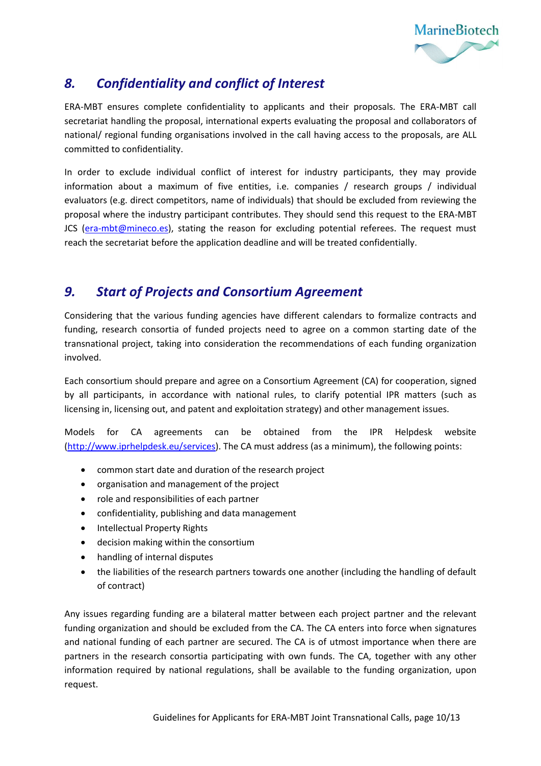## *8. Confidentiality and conflict of Interest*

ERA-MBT ensures complete confidentiality to applicants and their proposals. The ERA-MBT call secretariat handling the proposal, international experts evaluating the proposal and collaborators of national/ regional funding organisations involved in the call having access to the proposals, are ALL committed to confidentiality.

In order to exclude individual conflict of interest for industry participants, they may provide information about a maximum of five entities, i.e. companies / research groups / individual evaluators (e.g. direct competitors, name of individuals) that should be excluded from reviewing the proposal where the industry participant contributes. They should send this request to the ERA-MBT JCS (era-mbt@mineco.es), stating the reason for excluding potential referees. The request must reach the secretariat before the application deadline and will be treated confidentially.

## *9. Start of Projects and Consortium Agreement*

Considering that the various funding agencies have different calendars to formalize contracts and funding, research consortia of funded projects need to agree on a common starting date of the transnational project, taking into consideration the recommendations of each funding organization involved.

Each consortium should prepare and agree on a Consortium Agreement (CA) for cooperation, signed by all participants, in accordance with national rules, to clarify potential IPR matters (such as licensing in, licensing out, and patent and exploitation strategy) and other management issues.

Models for CA agreements can be obtained from the IPR Helpdesk website (http://www.iprhelpdesk.eu/services). The CA must address (as a minimum), the following points:

- common start date and duration of the research project
- organisation and management of the project
- role and responsibilities of each partner
- confidentiality, publishing and data management
- Intellectual Property Rights
- decision making within the consortium
- handling of internal disputes
- the liabilities of the research partners towards one another (including the handling of default of contract)

Any issues regarding funding are a bilateral matter between each project partner and the relevant funding organization and should be excluded from the CA. The CA enters into force when signatures and national funding of each partner are secured. The CA is of utmost importance when there are partners in the research consortia participating with own funds. The CA, together with any other information required by national regulations, shall be available to the funding organization, upon request.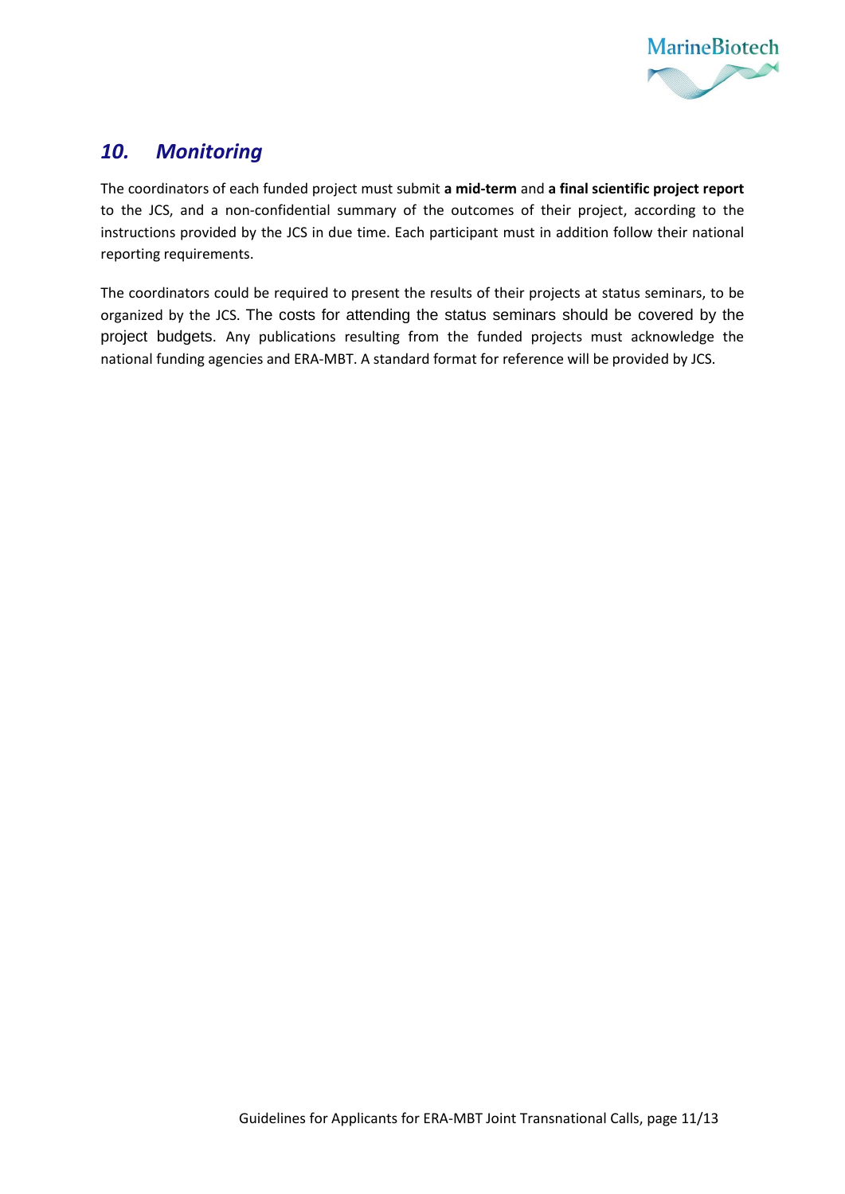## *10. Monitoring*

The coordinators of each funded project must submit **a mid-term** and **a final scientific project report** to the JCS, and a non-confidential summary of the outcomes of their project, according to the instructions provided by the JCS in due time. Each participant must in addition follow their national reporting requirements.

The coordinators could be required to present the results of their projects at status seminars, to be organized by the JCS. The costs for attending the status seminars should be covered by the project budgets. Any publications resulting from the funded projects must acknowledge the national funding agencies and ERA-MBT. A standard format for reference will be provided by JCS.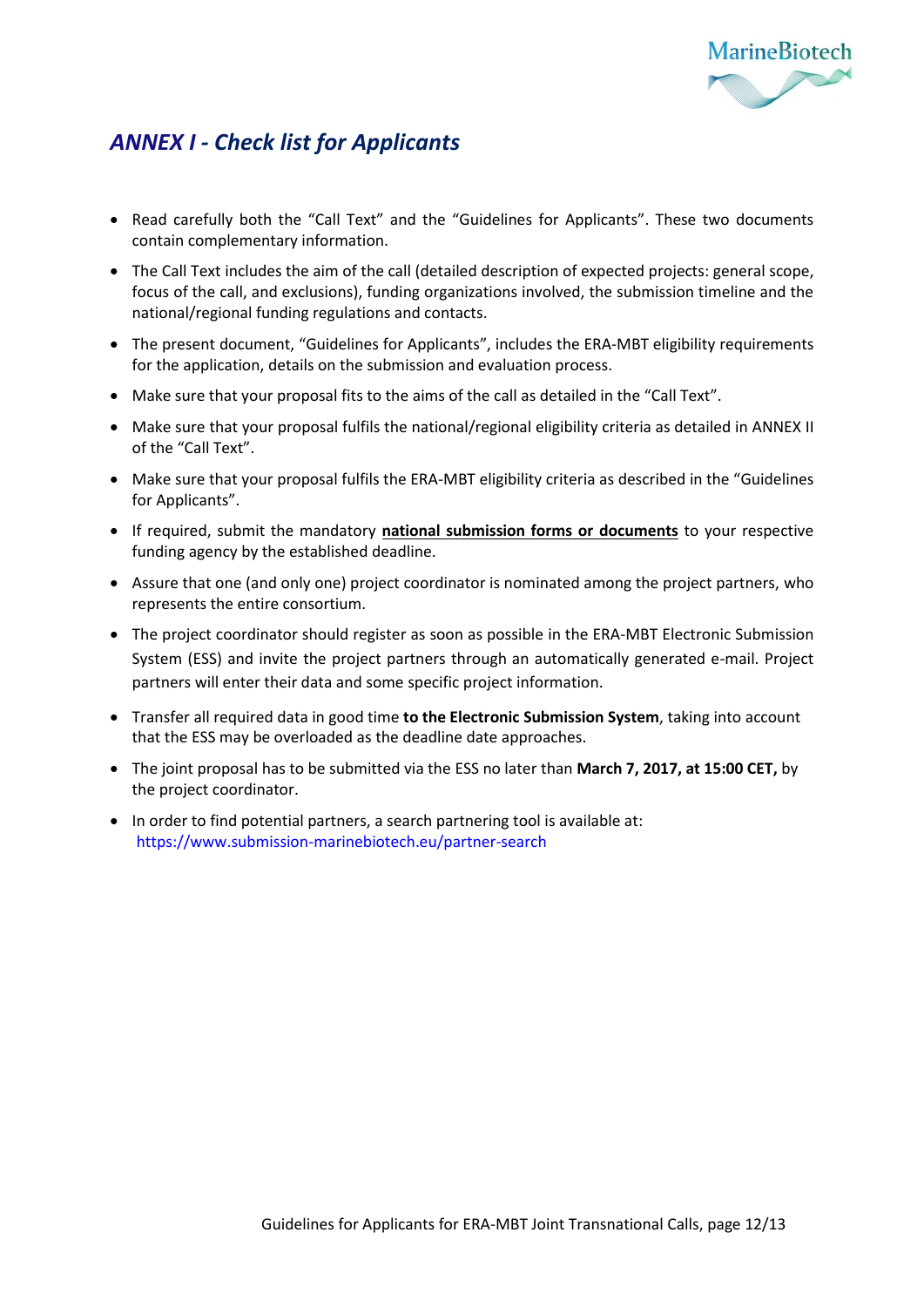## *ANNEX I - Check list for Applicants*

- Read carefully both the "Call Text" and the "Guidelines for Applicants". These two documents contain complementary information.
- The Call Text includes the aim of the call (detailed description of expected projects: general scope, focus of the call, and exclusions), funding organizations involved, the submission timeline and the national/regional funding regulations and contacts.
- The present document, "Guidelines for Applicants", includes the ERA-MBT eligibility requirements for the application, details on the submission and evaluation process.
- Make sure that your proposal fits to the aims of the call as detailed in the "Call Text".
- Make sure that your proposal fulfils the national/regional eligibility criteria as detailed in ANNEX II of the "Call Text".
- Make sure that your proposal fulfils the ERA-MBT eligibility criteria as described in the "Guidelines for Applicants".
- If required, submit the mandatory **national submission forms or documents** to your respective funding agency by the established deadline.
- Assure that one (and only one) project coordinator is nominated among the project partners, who represents the entire consortium.
- The project coordinator should register as soon as possible in the ERA-MBT Electronic Submission System (ESS) and invite the project partners through an automatically generated e-mail. Project partners will enter their data and some specific project information.
- Transfer all required data in good time **to the Electronic Submission System**, taking into account that the ESS may be overloaded as the deadline date approaches.
- The joint proposal has to be submitted via the ESS no later than **March 7, 2017, at 15:00 CET,** by the project coordinator.
- In order to find potential partners, a search partnering tool is available at: https://www.submission-marinebiotech.eu/partner-search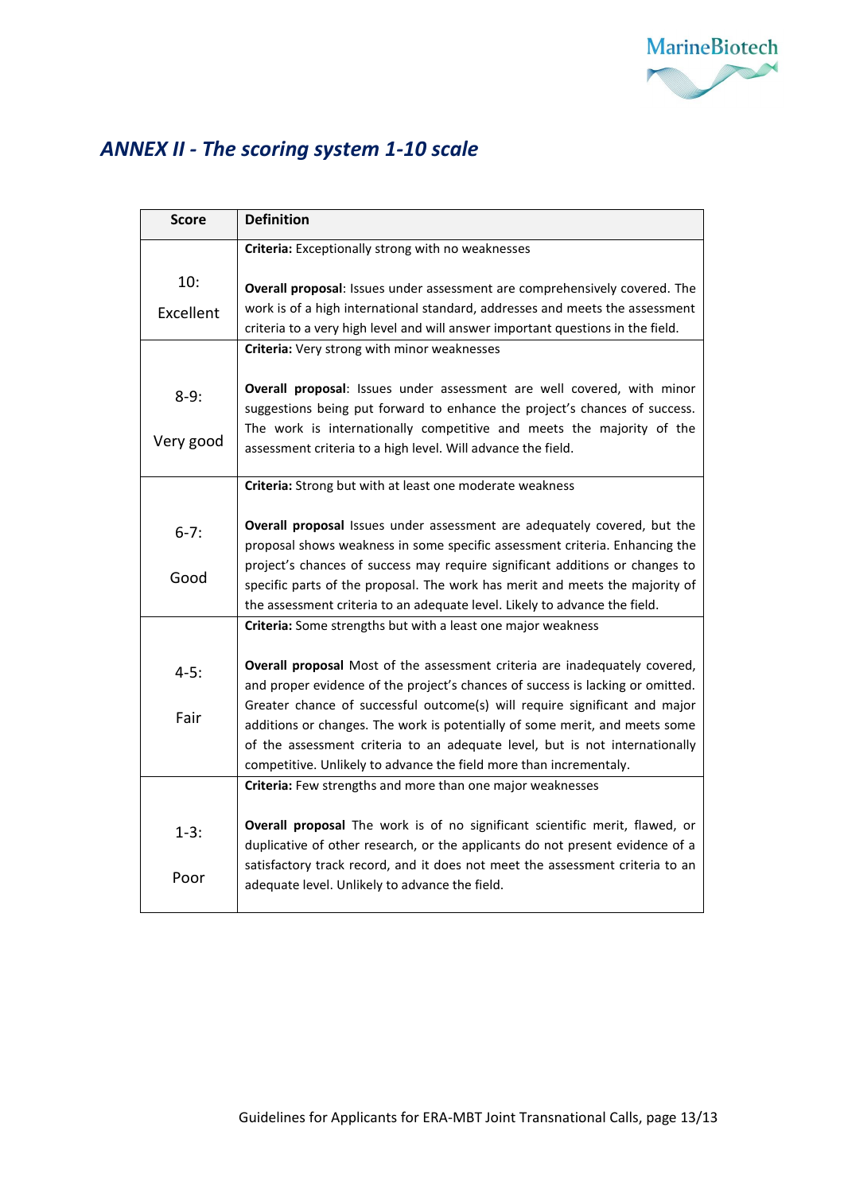## *ANNEX II - The scoring system 1-10 scale*

| Score | Definition |
|---|---|
| 10: Excellent | **Criteria:** Exceptionally strong with no weaknesses<br><br>**Overall proposal**: Issues under assessment are comprehensively covered. The work is of a high international standard, addresses and meets the assessment criteria to a very high level and will answer important questions in the field. |
| 8-9: Very good | **Criteria:** Very strong with minor weaknesses<br><br>**Overall proposal**: Issues under assessment are well covered, with minor suggestions being put forward to enhance the project's chances of success. The work is internationally competitive and meets the majority of the assessment criteria to a high level. Will advance the field. |
| 6-7: Good | **Criteria:** Strong but with at least one moderate weakness<br><br>**Overall proposal** Issues under assessment are adequately covered, but the proposal shows weakness in some specific assessment criteria. Enhancing the project's chances of success may require significant additions or changes to specific parts of the proposal. The work has merit and meets the majority of the assessment criteria to an adequate level. Likely to advance the field. |
| 4-5: Fair | **Criteria:** Some strengths but with a least one major weakness<br><br>**Overall proposal** Most of the assessment criteria are inadequately covered, and proper evidence of the project's chances of success is lacking or omitted. Greater chance of successful outcome(s) will require significant and major additions or changes. The work is potentially of some merit, and meets some of the assessment criteria to an adequate level, but is not internationally competitive. Unlikely to advance the field more than incrementaly. |
| 1-3: Poor | **Criteria:** Few strengths and more than one major weaknesses<br><br>**Overall proposal** The work is of no significant scientific merit, flawed, or duplicative of other research, or the applicants do not present evidence of a satisfactory track record, and it does not meet the assessment criteria to an adequate level. Unlikely to advance the field. |